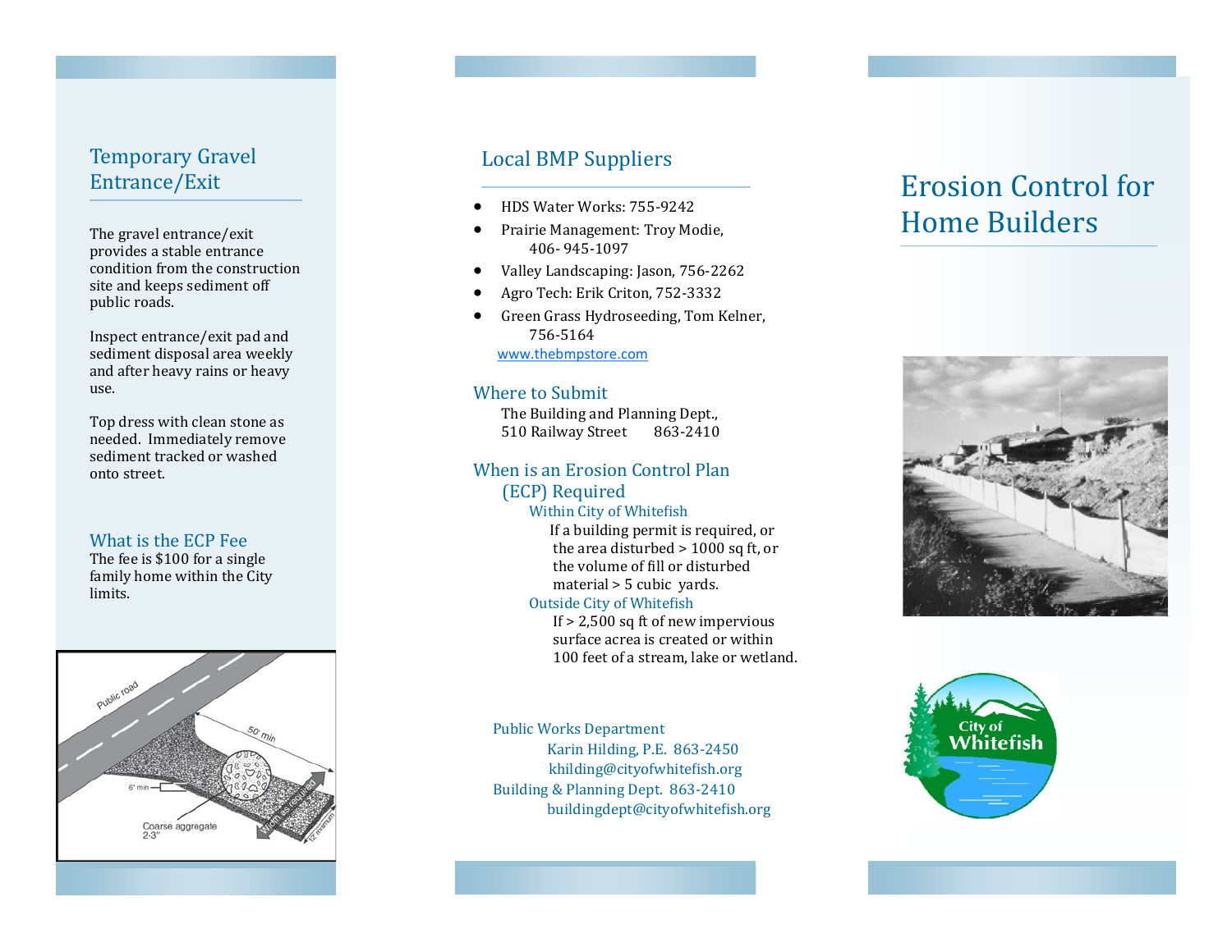## Temporary Gravel Entrance/Exit

The gravel entrance/exit provides a stable entrance condition from the construction site and keeps sediment off public roads.

Inspect entrance/exit pad and sediment disposal area weekly and after heavy rains or heavy use.

Top dress with clean stone as needed. Immediately remove sediment tracked or washed onto street.

### What is the ECP Fee

The fee is $100 for a single family home within the City limits.

## Local BMP Suppliers

- HDS Water Works: 755-9242
- Prairie Management: Troy Modie, 406- 945-1097
- Valley Landscaping: Jason, 756-2262
- Agro Tech: Erik Criton, 752-3332
- Green Grass Hydroseeding, Tom Kelner, 756-5164

www.thebmpstore.com

### Where to Submit

The Building and Planning Dept., 510 Railway Street 863-2410

### When is an Erosion Control Plan (ECP) Required

**Within City of Whitefish**

If a building permit is required, or the area disturbed > 1000 sq ft, or the volume of fill or disturbed material > 5 cubic yards.

**Outside City of Whitefish**

If > 2,500 sq ft of new impervious surface acrea is created or within 100 feet of a stream, lake or wetland.

Public Works Department
Karin Hilding, P.E. 863-2450
khilding@cityofwhitefish.org
Building & Planning Dept. 863-2410
buildingdept@cityofwhitefish.org

# Erosion Control for Home Builders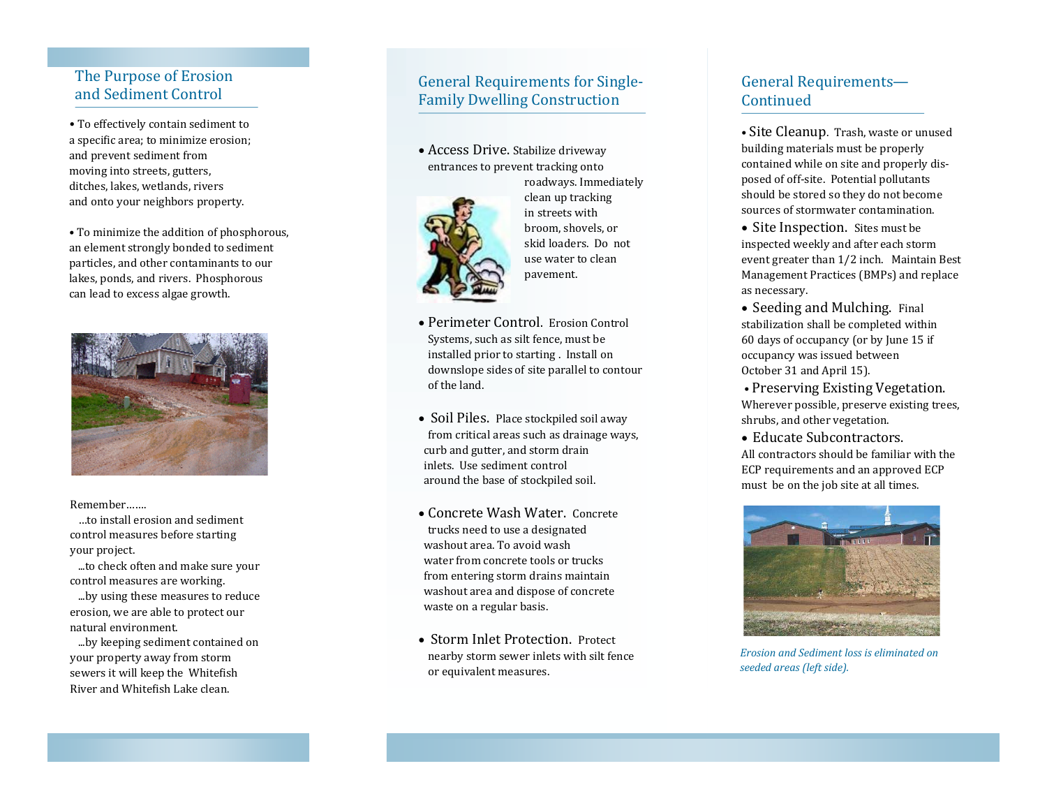## The Purpose of Erosion and Sediment Control

- To effectively contain sediment to a specific area; to minimize erosion; and prevent sediment from moving into streets, gutters, ditches, lakes, wetlands, rivers and onto your neighbors property.

- To minimize the addition of phosphorous, an element strongly bonded to sediment particles, and other contaminants to our lakes, ponds, and rivers. Phosphorous can lead to excess algae growth.

Remember…….

…to install erosion and sediment control measures before starting your project.

...to check often and make sure your control measures are working.

...by using these measures to reduce erosion, we are able to protect our natural environment.

...by keeping sediment contained on your property away from storm sewers it will keep the Whitefish River and Whitefish Lake clean.

## General Requirements for Single-Family Dwelling Construction

- **Access Drive.** Stabilize driveway entrances to prevent tracking onto roadways. Immediately clean up tracking in streets with broom, shovels, or skid loaders. Do not use water to clean pavement.

- **Perimeter Control.** Erosion Control Systems, such as silt fence, must be installed prior to starting . Install on downslope sides of site parallel to contour of the land.

- **Soil Piles.** Place stockpiled soil away from critical areas such as drainage ways, curb and gutter, and storm drain inlets. Use sediment control around the base of stockpiled soil.

- **Concrete Wash Water.** Concrete trucks need to use a designated washout area. To avoid wash water from concrete tools or trucks from entering storm drains maintain washout area and dispose of concrete waste on a regular basis.

- **Storm Inlet Protection.** Protect nearby storm sewer inlets with silt fence or equivalent measures.

## General Requirements—Continued

- **Site Cleanup.** Trash, waste or unused building materials must be properly contained while on site and properly disposed of off-site. Potential pollutants should be stored so they do not become sources of stormwater contamination.
- **Site Inspection.** Sites must be inspected weekly and after each storm event greater than 1/2 inch. Maintain Best Management Practices (BMPs) and replace as necessary.
- **Seeding and Mulching.** Final stabilization shall be completed within 60 days of occupancy (or by June 15 if occupancy was issued between October 31 and April 15).
- **Preserving Existing Vegetation.** Wherever possible, preserve existing trees, shrubs, and other vegetation.
- **Educate Subcontractors.** All contractors should be familiar with the ECP requirements and an approved ECP must be on the job site at all times.

*Erosion and Sediment loss is eliminated on seeded areas (left side).*